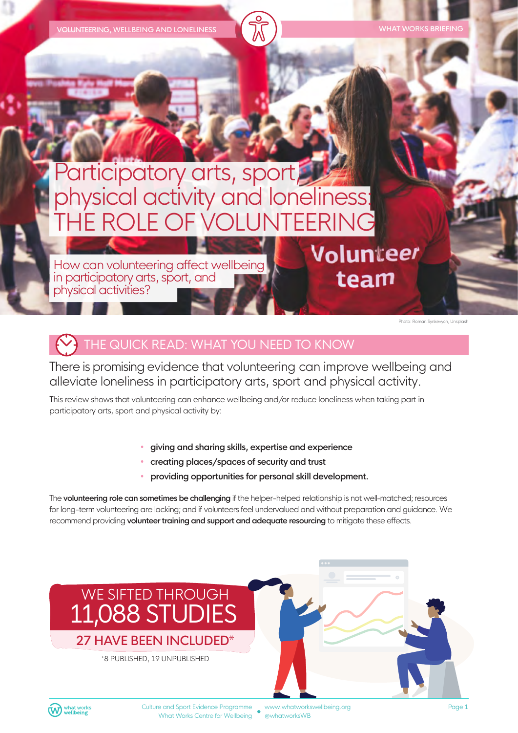VOLUNTEERING, WELLBEING AND LONELINESS

WHAT WORKS BRIEFING

# Participatory arts, sport, physical activity and loneliness: THE ROLE OF VOLUNTEERING

## How can volunteering affect wellbeing in participatory arts, sport, and physical activities?

Photo: Roman Synkevych, Unsplash

## THE QUICK READ: WHAT YOU NEED TO KNOW

There is promising evidence that volunteering can improve wellbeing and alleviate loneliness in participatory arts, sport and physical activity.

This review shows that volunteering can enhance wellbeing and/or reduce loneliness when taking part in participatory arts, sport and physical activity by:

- **giving and sharing skills, expertise and experience**
- **creating places/spaces of security and trust**
- **providing opportunities for personal skill development.**

The **volunteering role can sometimes be challenging** if the helper-helped relationship is not well-matched; resources for long-term volunteering are lacking; and if volunteers feel undervalued and without preparation and guidance. We recommend providing **volunteer training and support and adequate resourcing** to mitigate these effects.

WE SIFTED THROUGH **11,088 STUDIES**

**27 HAVE BEEN INCLUDED***

*8 PUBLISHED, 19 UNPUBLISHED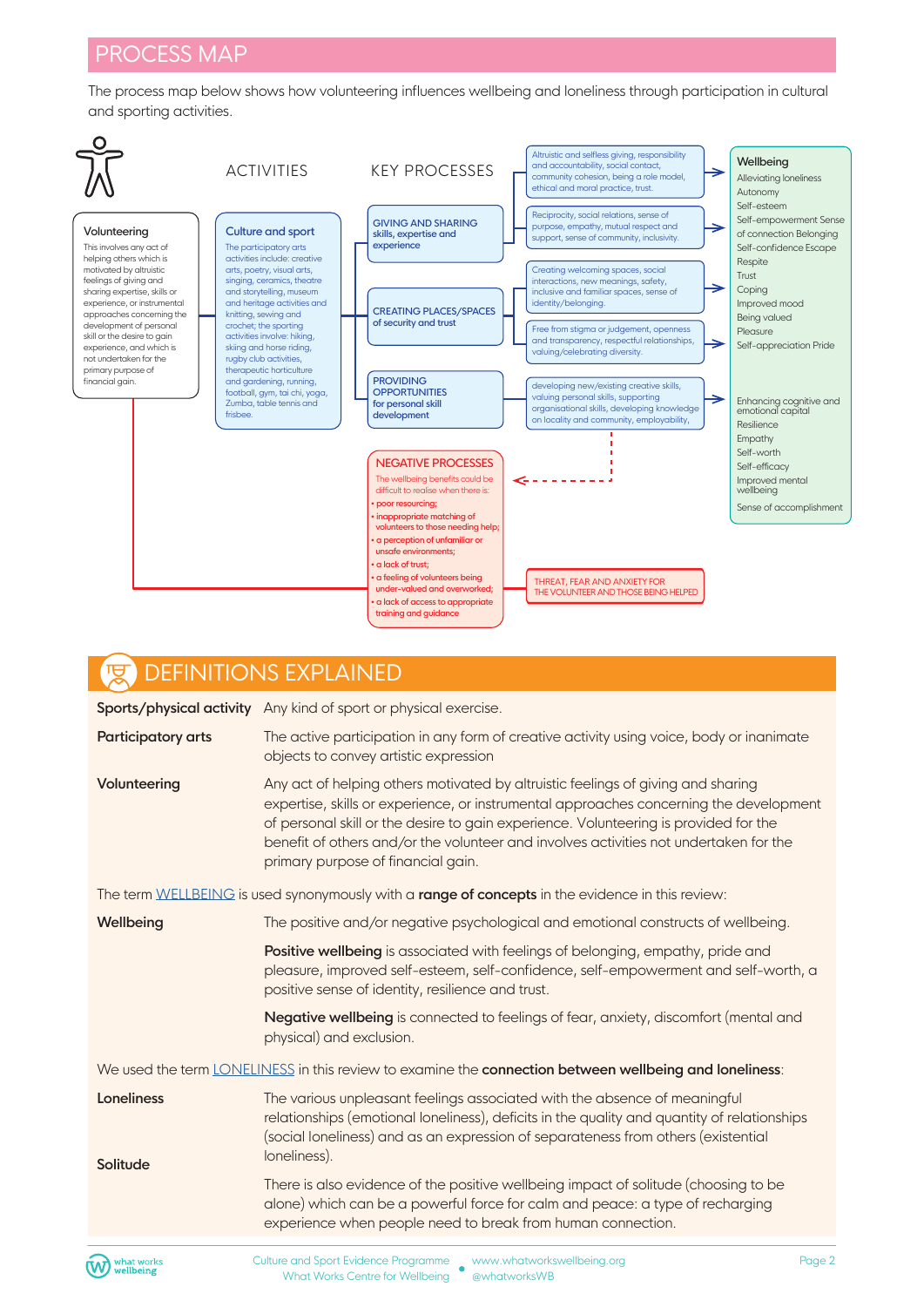# PROCESS MAP

The process map below shows how volunteering influences wellbeing and loneliness through participation in cultural and sporting activities.

**Volunteering**

This involves any act of helping others which is motivated by altruistic feelings of giving and sharing expertise, skills or experience, or instrumental approaches concerning the development of personal skill or the desire to gain experience, and which is not undertaken for the primary purpose of financial gain.

## ACTIVITIES

**Culture and sport**

The participatory arts activities include: creative arts, poetry, visual arts, singing, ceramics, theatre and storytelling, museum and heritage activities and knitting, sewing and crochet; the sporting activities involve: hiking, skiing and horse riding, rugby club activities, therapeutic horticulture and gardening, running, football, gym, tai chi, yoga, Zumba, table tennis and frisbee.

## KEY PROCESSES

**GIVING AND SHARING skills, expertise and experience**

- Altruistic and selfless giving, responsibility and accountability, social contact, community cohesion, being a role model, ethical and moral practice, trust.
- Reciprocity, social relations, sense of purpose, empathy, mutual respect and support, sense of community, inclusivity.

**CREATING PLACES/SPACES of security and trust**

- Creating welcoming spaces, social interactions, new meanings, safety, inclusive and familiar spaces, sense of identity/belonging.
- Free from stigma or judgement, openness and transparency, respectful relationships, valuing/celebrating diversity.

**PROVIDING OPPORTUNITIES for personal skill development**

- developing new/existing creative skills, valuing personal skills, supporting organisational skills, developing knowledge on locality and community, employability,

**Wellbeing**

Alleviating loneliness
Autonomy
Self-esteem
Self-empowerment Sense of connection Belonging
Self-confidence Escape
Respite
Trust
Coping
Improved mood
Being valued
Pleasure
Self-appreciation Pride

Enhancing cognitive and emotional capital
Resilience
Empathy
Self-worth
Self-efficacy
Improved mental wellbeing
Sense of accomplishment

**NEGATIVE PROCESSES**

The wellbeing benefits could be difficult to realise when there is:

- poor resourcing;
- inappropriate matching of volunteers to those needing help;
- a perception of unfamiliar or unsafe environments;
- a lack of trust;
- a feeling of volunteers being under-valued and overworked;
- a lack of access to appropriate training and guidance

THREAT, FEAR AND ANXIETY FOR THE VOLUNTEER AND THOSE BEING HELPED

# DEFINITIONS EXPLAINED

**Sports/physical activity** Any kind of sport or physical exercise.

**Participatory arts** The active participation in any form of creative activity using voice, body or inanimate objects to convey artistic expression

**Volunteering** Any act of helping others motivated by altruistic feelings of giving and sharing expertise, skills or experience, or instrumental approaches concerning the development of personal skill or the desire to gain experience. Volunteering is provided for the benefit of others and/or the volunteer and involves activities not undertaken for the primary purpose of financial gain.

The term WELLBEING is used synonymously with a **range of concepts** in the evidence in this review:

**Wellbeing** The positive and/or negative psychological and emotional constructs of wellbeing.

**Positive wellbeing** is associated with feelings of belonging, empathy, pride and pleasure, improved self-esteem, self-confidence, self-empowerment and self-worth, a positive sense of identity, resilience and trust.

**Negative wellbeing** is connected to feelings of fear, anxiety, discomfort (mental and physical) and exclusion.

We used the term LONELINESS in this review to examine the **connection between wellbeing and loneliness**:

**Loneliness** The various unpleasant feelings associated with the absence of meaningful relationships (emotional loneliness), deficits in the quality and quantity of relationships (social loneliness) and as an expression of separateness from others (existential loneliness).

**Solitude** There is also evidence of the positive wellbeing impact of solitude (choosing to be alone) which can be a powerful force for calm and peace: a type of recharging experience when people need to break from human connection.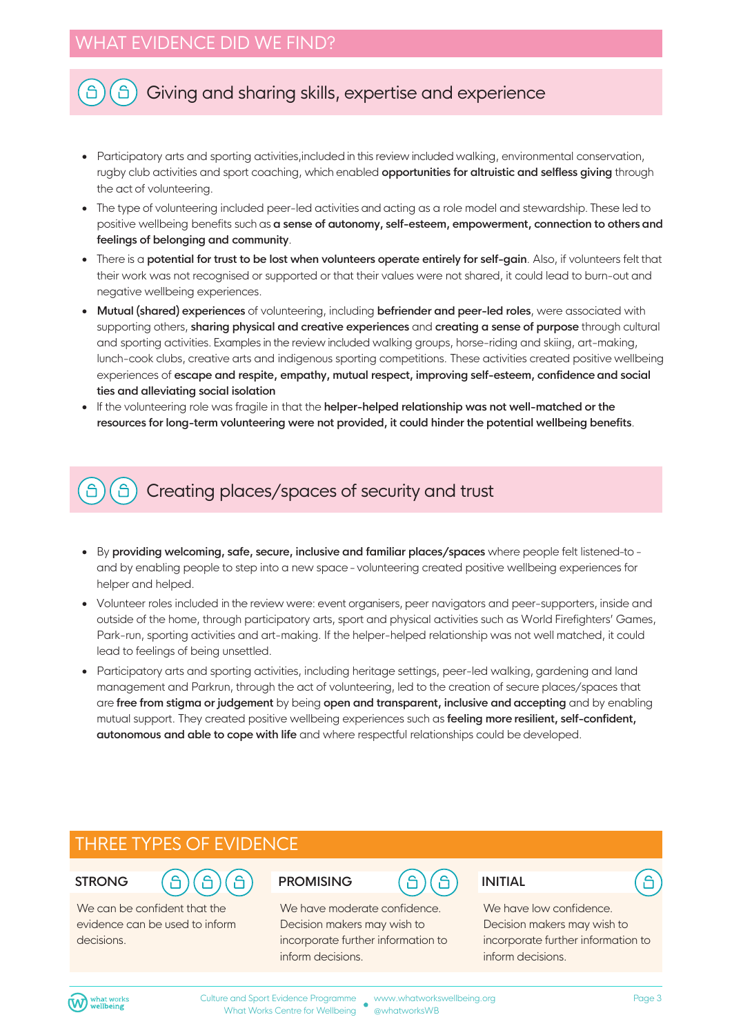## WHAT EVIDENCE DID WE FIND?

### Giving and sharing skills, expertise and experience

- Participatory arts and sporting activities,included in this review included walking, environmental conservation, rugby club activities and sport coaching, which enabled **opportunities for altruistic and selfless giving** through the act of volunteering.
- The type of volunteering included peer-led activities and acting as a role model and stewardship. These led to positive wellbeing benefits such as **a sense of autonomy, self-esteem, empowerment, connection to others and feelings of belonging and community**.
- There is a **potential for trust to be lost when volunteers operate entirely for self-gain**. Also, if volunteers felt that their work was not recognised or supported or that their values were not shared, it could lead to burn-out and negative wellbeing experiences.
- **Mutual (shared) experiences** of volunteering, including **befriender and peer-led roles**, were associated with supporting others, **sharing physical and creative experiences** and **creating a sense of purpose** through cultural and sporting activities. Examples in the review included walking groups, horse-riding and skiing, art-making, lunch-cook clubs, creative arts and indigenous sporting competitions. These activities created positive wellbeing experiences of **escape and respite, empathy, mutual respect, improving self-esteem, confidence and social ties and alleviating social isolation**
- If the volunteering role was fragile in that the **helper-helped relationship was not well-matched or the resources for long-term volunteering were not provided, it could hinder the potential wellbeing benefits**.

### Creating places/spaces of security and trust

- By **providing welcoming, safe, secure, inclusive and familiar places/spaces** where people felt listened-to - and by enabling people to step into a new space - volunteering created positive wellbeing experiences for helper and helped.
- Volunteer roles included in the review were: event organisers, peer navigators and peer-supporters, inside and outside of the home, through participatory arts, sport and physical activities such as World Firefighters' Games, Park-run, sporting activities and art-making. If the helper-helped relationship was not well matched, it could lead to feelings of being unsettled.
- Participatory arts and sporting activities, including heritage settings, peer-led walking, gardening and land management and Parkrun, through the act of volunteering, led to the creation of secure places/spaces that are **free from stigma or judgement** by being **open and transparent, inclusive and accepting** and by enabling mutual support. They created positive wellbeing experiences such as **feeling more resilient, self-confident, autonomous and able to cope with life** and where respectful relationships could be developed.

## THREE TYPES OF EVIDENCE

**STRONG**

We can be confident that the evidence can be used to inform decisions.

**PROMISING**

We have moderate confidence. Decision makers may wish to incorporate further information to inform decisions.

**INITIAL**

We have low confidence. Decision makers may wish to incorporate further information to inform decisions.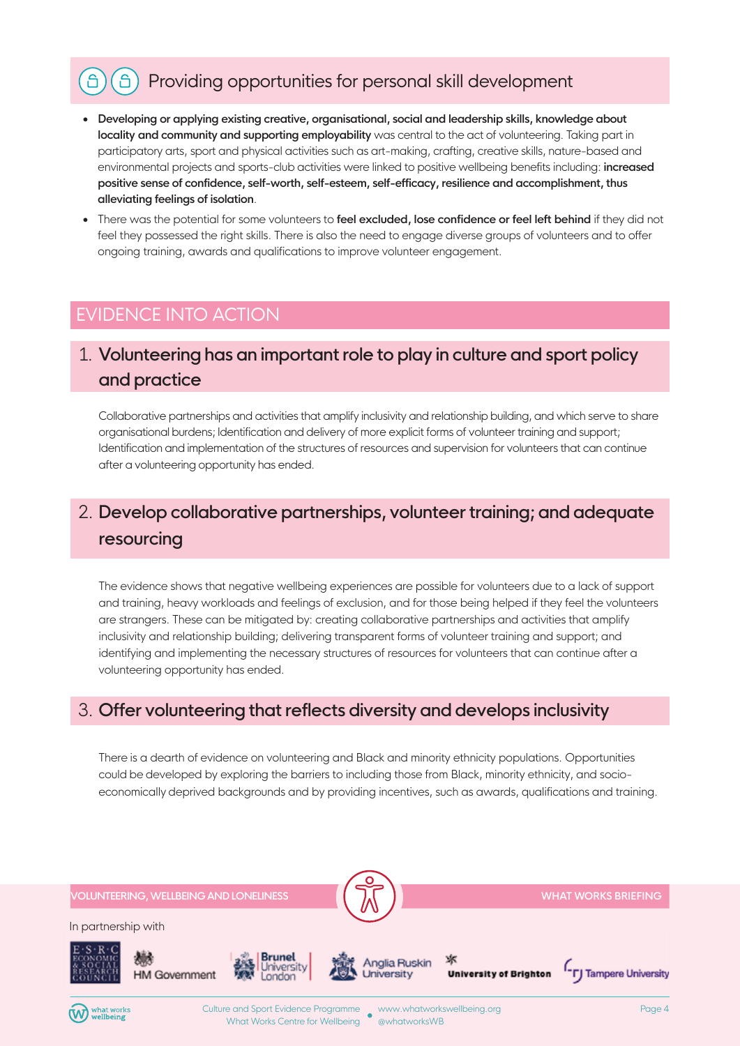## Providing opportunities for personal skill development

- **Developing or applying existing creative, organisational, social and leadership skills, knowledge about locality and community and supporting employability** was central to the act of volunteering. Taking part in participatory arts, sport and physical activities such as art-making, crafting, creative skills, nature-based and environmental projects and sports-club activities were linked to positive wellbeing benefits including: **increased positive sense of confidence, self-worth, self-esteem, self-efficacy, resilience and accomplishment, thus alleviating feelings of isolation**.
- There was the potential for some volunteers to **feel excluded, lose confidence or feel left behind** if they did not feel they possessed the right skills. There is also the need to engage diverse groups of volunteers and to offer ongoing training, awards and qualifications to improve volunteer engagement.

# EVIDENCE INTO ACTION

## 1. Volunteering has an important role to play in culture and sport policy and practice

Collaborative partnerships and activities that amplify inclusivity and relationship building, and which serve to share organisational burdens; Identification and delivery of more explicit forms of volunteer training and support; Identification and implementation of the structures of resources and supervision for volunteers that can continue after a volunteering opportunity has ended.

## 2. Develop collaborative partnerships, volunteer training; and adequate resourcing

The evidence shows that negative wellbeing experiences are possible for volunteers due to a lack of support and training, heavy workloads and feelings of exclusion, and for those being helped if they feel the volunteers are strangers. These can be mitigated by: creating collaborative partnerships and activities that amplify inclusivity and relationship building; delivering transparent forms of volunteer training and support; and identifying and implementing the necessary structures of resources for volunteers that can continue after a volunteering opportunity has ended.

## 3. Offer volunteering that reflects diversity and develops inclusivity

There is a dearth of evidence on volunteering and Black and minority ethnicity populations. Opportunities could be developed by exploring the barriers to including those from Black, minority ethnicity, and socio-economically deprived backgrounds and by providing incentives, such as awards, qualifications and training.

In partnership with

E·S·R·C Economic & Social Research Council | HM Government | Brunel University London | Anglia Ruskin University | University of Brighton | Tampere University

what works wellbeing

Culture and Sport Evidence Programme
What Works Centre for Wellbeing

www.whatworkswellbeing.org
@whatworksWB